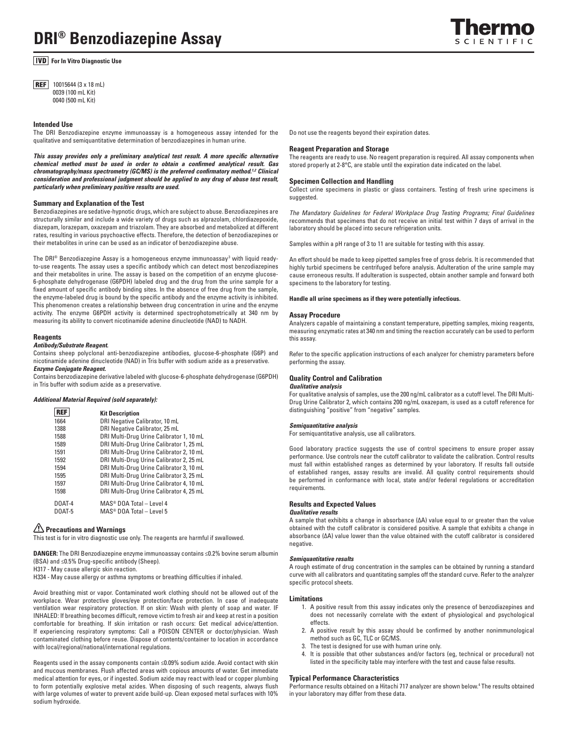# DRI® Benzodiazepine Assay

**IVD** **For In Vitro Diagnostic Use**

**REF** 10015644 (3 x 18 mL)
0039 (100 mL Kit)
0040 (500 mL Kit)

## Intended Use

The DRI Benzodiazepine enzyme immunoassay is a homogeneous assay intended for the qualitative and semiquantitative determination of benzodiazepines in human urine.

***This assay provides only a preliminary analytical test result. A more specific alternative chemical method must be used in order to obtain a confirmed analytical result. Gas chromatography/mass spectrometry (GC/MS) is the preferred confirmatory method.[1,2] Clinical consideration and professional judgment should be applied to any drug of abuse test result, particularly when preliminary positive results are used.***

## Summary and Explanation of the Test

Benzodiazepines are sedative-hypnotic drugs, which are subject to abuse. Benzodiazepines are structurally similar and include a wide variety of drugs such as alprazolam, chlordiazepoxide, diazepam, lorazepam, oxazepam and triazolam. They are absorbed and metabolized at different rates, resulting in various psychoactive effects. Therefore, the detection of benzodiazepines or their metabolites in urine can be used as an indicator of benzodiazepine abuse.

The DRI® Benzodiazepine Assay is a homogeneous enzyme immunoassay[3] with liquid ready-to-use reagents. The assay uses a specific antibody which can detect most benzodiazepines and their metabolites in urine. The assay is based on the competition of an enzyme glucose-6-phosphate dehydrogenase (G6PDH) labeled drug and the drug from the urine sample for a fixed amount of specific antibody binding sites. In the absence of free drug from the sample, the enzyme-labeled drug is bound by the specific antibody and the enzyme activity is inhibited. This phenomenon creates a relationship between drug concentration in urine and the enzyme activity. The enzyme G6PDH activity is determined spectrophotometrically at 340 nm by measuring its ability to convert nicotinamide adenine dinucleotide (NAD) to NADH.

## Reagents

***Antibody/Substrate Reagent.***

Contains sheep polyclonal anti-benzodiazepine antibodies, glucose-6-phosphate (G6P) and nicotinamide adenine dinucleotide (NAD) in Tris buffer with sodium azide as a preservative.

***Enzyme Conjugate Reagent.***

Contains benzodiazepine derivative labeled with glucose-6-phosphate dehydrogenase (G6PDH) in Tris buffer with sodium azide as a preservative.

***Additional Material Required (sold separately):***

| REF | Kit Description |
|---|---|
| 1664 | DRI Negative Calibrator, 10 mL |
| 1388 | DRI Negative Calibrator, 25 mL |
| 1588 | DRI Multi-Drug Urine Calibrator 1, 10 mL |
| 1589 | DRI Multi-Drug Urine Calibrator 1, 25 mL |
| 1591 | DRI Multi-Drug Urine Calibrator 2, 10 mL |
| 1592 | DRI Multi-Drug Urine Calibrator 2, 25 mL |
| 1594 | DRI Multi-Drug Urine Calibrator 3, 10 mL |
| 1595 | DRI Multi-Drug Urine Calibrator 3, 25 mL |
| 1597 | DRI Multi-Drug Urine Calibrator 4, 10 mL |
| 1598 | DRI Multi-Drug Urine Calibrator 4, 25 mL |
| DOAT-4 | MAS® DOA Total – Level 4 |
| DOAT-5 | MAS® DOA Total – Level 5 |

## ⚠ Precautions and Warnings

This test is for in vitro diagnostic use only. The reagents are harmful if swallowed.

**DANGER:** The DRI Benzodiazepine enzyme immunoassay contains ≤0.2% bovine serum albumin (BSA) and ≤0.5% Drug-specific antibody (Sheep).
H317 - May cause allergic skin reaction.
H334 - May cause allergy or asthma symptoms or breathing difficulties if inhaled.

Avoid breathing mist or vapor. Contaminated work clothing should not be allowed out of the workplace. Wear protective gloves/eye protection/face protection. In case of inadequate ventilation wear respiratory protection. If on skin: Wash with plenty of soap and water. IF INHALED: If breathing becomes difficult, remove victim to fresh air and keep at rest in a position comfortable for breathing. If skin irritation or rash occurs: Get medical advice/attention. If experiencing respiratory symptoms: Call a POISON CENTER or doctor/physician. Wash contaminated clothing before reuse. Dispose of contents/container to location in accordance with local/regional/national/international regulations.

Reagents used in the assay components contain ≤0.09% sodium azide. Avoid contact with skin and mucous membranes. Flush affected areas with copious amounts of water. Get immediate medical attention for eyes, or if ingested. Sodium azide may react with lead or copper plumbing to form potentially explosive metal azides. When disposing of such reagents, always flush with large volumes of water to prevent azide build-up. Clean exposed metal surfaces with 10% sodium hydroxide.

Do not use the reagents beyond their expiration dates.

## Reagent Preparation and Storage

The reagents are ready to use. No reagent preparation is required. All assay components when stored properly at 2-8°C, are stable until the expiration date indicated on the label.

## Specimen Collection and Handling

Collect urine specimens in plastic or glass containers. Testing of fresh urine specimens is suggested.

*The Mandatory Guidelines for Federal Workplace Drug Testing Programs; Final Guidelines* recommends that specimens that do not receive an initial test within 7 days of arrival in the laboratory should be placed into secure refrigeration units.

Samples within a pH range of 3 to 11 are suitable for testing with this assay.

An effort should be made to keep pipetted samples free of gross debris. It is recommended that highly turbid specimens be centrifuged before analysis. Adulteration of the urine sample may cause erroneous results. If adulteration is suspected, obtain another sample and forward both specimens to the laboratory for testing.

**Handle all urine specimens as if they were potentially infectious.**

## Assay Procedure

Analyzers capable of maintaining a constant temperature, pipetting samples, mixing reagents, measuring enzymatic rates at 340 nm and timing the reaction accurately can be used to perform this assay.

Refer to the specific application instructions of each analyzer for chemistry parameters before performing the assay.

## Quality Control and Calibration

***Qualitative analysis***

For qualitative analysis of samples, use the 200 ng/mL calibrator as a cutoff level. The DRI Multi-Drug Urine Calibrator 2, which contains 200 ng/mL oxazepam, is used as a cutoff reference for distinguishing "positive" from "negative" samples.

***Semiquantitative analysis***

For semiquantitative analysis, use all calibrators.

Good laboratory practice suggests the use of control specimens to ensure proper assay performance. Use controls near the cutoff calibrator to validate the calibration. Control results must fall within established ranges as determined by your laboratory. If results fall outside of established ranges, assay results are invalid. All quality control requirements should be performed in conformance with local, state and/or federal regulations or accreditation requirements.

## Results and Expected Values

***Qualitative results***

A sample that exhibits a change in absorbance ($\Delta A$) value equal to or greater than the value obtained with the cutoff calibrator is considered positive. A sample that exhibits a change in absorbance ($\Delta A$) value lower than the value obtained with the cutoff calibrator is considered negative.

***Semiquantitative results***

A rough estimate of drug concentration in the samples can be obtained by running a standard curve with all calibrators and quantitating samples off the standard curve. Refer to the analyzer specific protocol sheets.

## Limitations

1. A positive result from this assay indicates only the presence of benzodiazepines and does not necessarily correlate with the extent of physiological and psychological effects.
2. A positive result by this assay should be confirmed by another nonimmunological method such as GC, TLC or GC/MS.
3. The test is designed for use with human urine only.
4. It is possible that other substances and/or factors (eg, technical or procedural) not listed in the specificity table may interfere with the test and cause false results.

## Typical Performance Characteristics

Performance results obtained on a Hitachi 717 analyzer are shown below.[4] The results obtained in your laboratory may differ from these data.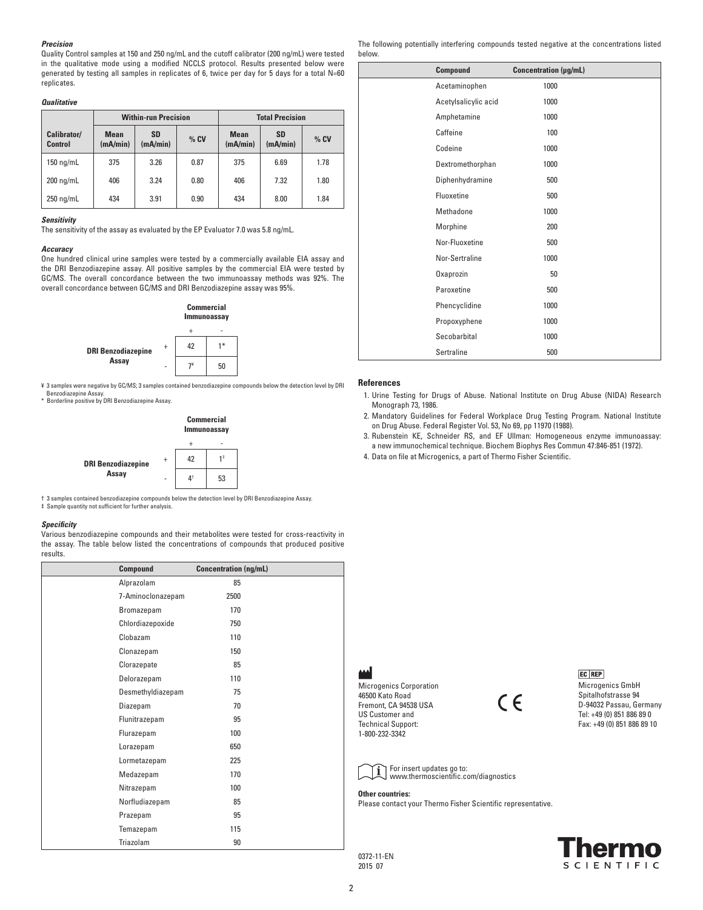***Precision***

Quality Control samples at 150 and 250 ng/mL and the cutoff calibrator (200 ng/mL) were tested in the qualitative mode using a modified NCCLS protocol. Results presented below were generated by testing all samples in replicates of 6, twice per day for 5 days for a total N=60 replicates.

***Qualitative***

| Calibrator/ Control | Within-run Precision | | | Total Precision | | |
|---|---|---|---|---|---|---|
| | Mean (mA/min) | SD (mA/min) | % CV | Mean (mA/min) | SD (mA/min) | % CV |
| 150 ng/mL | 375 | 3.26 | 0.87 | 375 | 6.69 | 1.78 |
| 200 ng/mL | 406 | 3.24 | 0.80 | 406 | 7.32 | 1.80 |
| 250 ng/mL | 434 | 3.91 | 0.90 | 434 | 8.00 | 1.84 |

***Sensitivity***

The sensitivity of the assay as evaluated by the EP Evaluator 7.0 was 5.8 ng/mL.

***Accuracy***

One hundred clinical urine samples were tested by a commercially available EIA assay and the DRI Benzodiazepine assay. All positive samples by the commercial EIA were tested by GC/MS. The overall concordance between the two immunoassay methods was 92%. The overall concordance between GC/MS and DRI Benzodiazepine assay was 95%.

| | | Commercial Immunoassay + | Commercial Immunoassay - |
|---|---|---|---|
| DRI Benzodiazepine Assay | + | 42 | 1* |
| | - | 7¥ | 50 |

¥ 3 samples were negative by GC/MS; 3 samples contained benzodiazepine compounds below the detection level by DRI Benzodiazepine Assay.
\* Borderline positive by DRI Benzodiazepine Assay.

| | | Commercial Immunoassay + | Commercial Immunoassay - |
|---|---|---|---|
| DRI Benzodiazepine Assay | + | 42 | 1‡ |
| | - | 4† | 53 |

† 3 samples contained benzodiazepine compounds below the detection level by DRI Benzodiazepine Assay.
‡ Sample quantity not sufficient for further analysis.

***Specificity***

Various benzodiazepine compounds and their metabolites were tested for cross-reactivity in the assay. The table below listed the concentrations of compounds that produced positive results.

| Compound | Concentration (ng/mL) |
|---|---|
| Alprazolam | 85 |
| 7-Aminoclonazepam | 2500 |
| Bromazepam | 170 |
| Chlordiazepoxide | 750 |
| Clobazam | 110 |
| Clonazepam | 150 |
| Clorazepate | 85 |
| Delorazepam | 110 |
| Desmethyldiazepam | 75 |
| Diazepam | 70 |
| Flunitrazepam | 95 |
| Flurazepam | 100 |
| Lorazepam | 650 |
| Lormetazepam | 225 |
| Medazepam | 170 |
| Nitrazepam | 100 |
| Norfludiazepam | 85 |
| Prazepam | 95 |
| Temazepam | 115 |
| Triazolam | 90 |

The following potentially interfering compounds tested negative at the concentrations listed below.

| Compound | Concentration (µg/mL) |
|---|---|
| Acetaminophen | 1000 |
| Acetylsalicylic acid | 1000 |
| Amphetamine | 1000 |
| Caffeine | 100 |
| Codeine | 1000 |
| Dextromethorphan | 1000 |
| Diphenhydramine | 500 |
| Fluoxetine | 500 |
| Methadone | 1000 |
| Morphine | 200 |
| Nor-Fluoxetine | 500 |
| Nor-Sertraline | 1000 |
| Oxaprozin | 50 |
| Paroxetine | 500 |
| Phencyclidine | 1000 |
| Propoxyphene | 1000 |
| Secobarbital | 1000 |
| Sertraline | 500 |

## References

1. Urine Testing for Drugs of Abuse. National Institute on Drug Abuse (NIDA) Research Monograph 73, 1986.
2. Mandatory Guidelines for Federal Workplace Drug Testing Program. National Institute on Drug Abuse. Federal Register Vol. 53, No 69, pp 11970 (1988).
3. Rubenstein KE, Schneider RS, and EF Ullman: Homogeneous enzyme immunoassay: a new immunochemical technique. Biochem Biophys Res Commun 47:846-851 (1972).
4. Data on file at Microgenics, a part of Thermo Fisher Scientific.

Microgenics Corporation
46500 Kato Road
Fremont, CA 94538 USA
US Customer and
Technical Support:
1-800-232-3342

EC REP
Microgenics GmbH
Spitalhofstrasse 94
D-94032 Passau, Germany
Tel: +49 (0) 851 886 89 0
Fax: +49 (0) 851 886 89 10

For insert updates go to:
www.thermoscientific.com/diagnostics

**Other countries:**
Please contact your Thermo Fisher Scientific representative.

0372-11-EN
2015 07

Thermo SCIENTIFIC